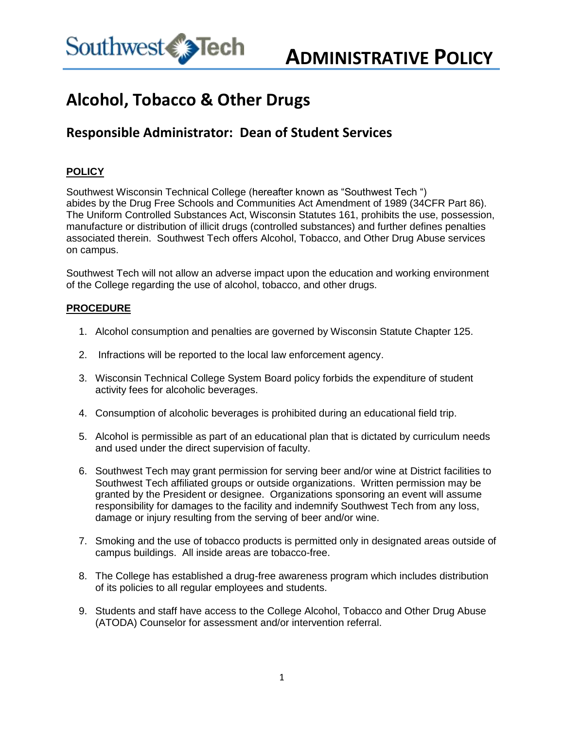Southwest Tech

# ADMINISTRATIVE POLICY

# Alcohol, Tobacco & Other Drugs

## Responsible Administrator: Dean of Student Services

**POLICY**

Southwest Wisconsin Technical College (hereafter known as "Southwest Tech ") abides by the Drug Free Schools and Communities Act Amendment of 1989 (34CFR Part 86). The Uniform Controlled Substances Act, Wisconsin Statutes 161, prohibits the use, possession, manufacture or distribution of illicit drugs (controlled substances) and further defines penalties associated therein. Southwest Tech offers Alcohol, Tobacco, and Other Drug Abuse services on campus.

Southwest Tech will not allow an adverse impact upon the education and working environment of the College regarding the use of alcohol, tobacco, and other drugs.

**PROCEDURE**

1. Alcohol consumption and penalties are governed by Wisconsin Statute Chapter 125.
2. Infractions will be reported to the local law enforcement agency.
3. Wisconsin Technical College System Board policy forbids the expenditure of student activity fees for alcoholic beverages.
4. Consumption of alcoholic beverages is prohibited during an educational field trip.
5. Alcohol is permissible as part of an educational plan that is dictated by curriculum needs and used under the direct supervision of faculty.
6. Southwest Tech may grant permission for serving beer and/or wine at District facilities to Southwest Tech affiliated groups or outside organizations. Written permission may be granted by the President or designee. Organizations sponsoring an event will assume responsibility for damages to the facility and indemnify Southwest Tech from any loss, damage or injury resulting from the serving of beer and/or wine.
7. Smoking and the use of tobacco products is permitted only in designated areas outside of campus buildings. All inside areas are tobacco-free.
8. The College has established a drug-free awareness program which includes distribution of its policies to all regular employees and students.
9. Students and staff have access to the College Alcohol, Tobacco and Other Drug Abuse (ATODA) Counselor for assessment and/or intervention referral.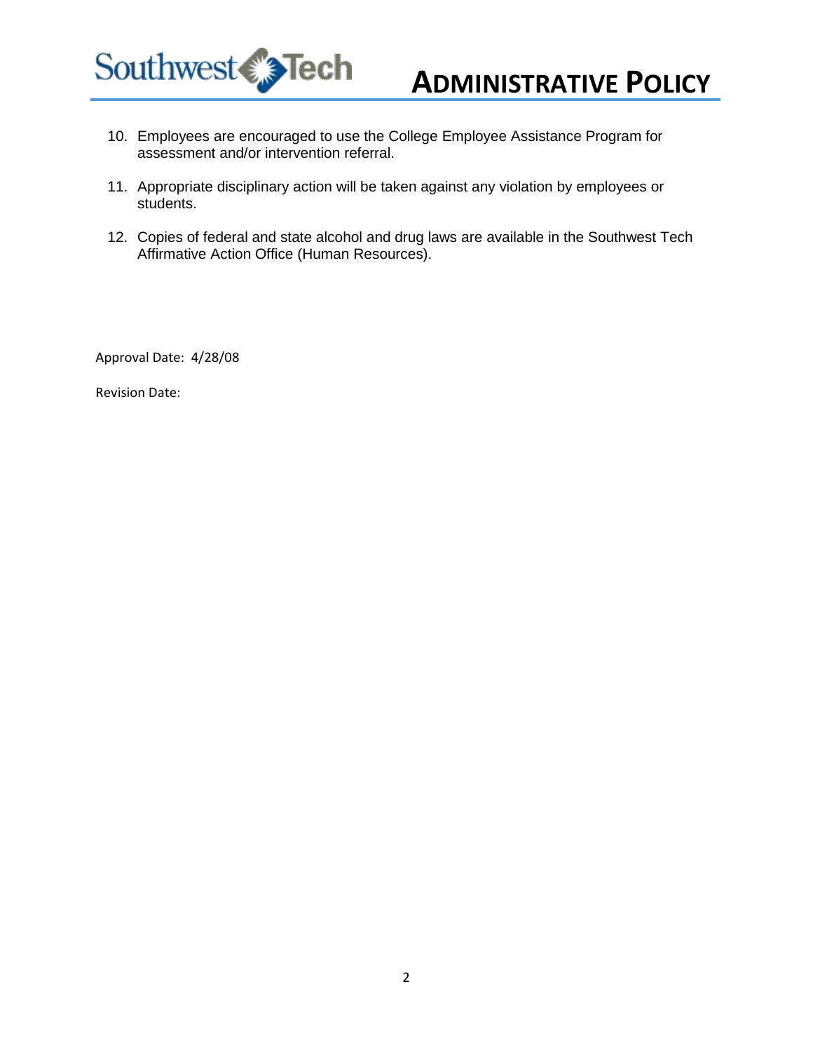10. Employees are encouraged to use the College Employee Assistance Program for assessment and/or intervention referral.

11. Appropriate disciplinary action will be taken against any violation by employees or students.

12. Copies of federal and state alcohol and drug laws are available in the Southwest Tech Affirmative Action Office (Human Resources).

Approval Date: 4/28/08

Revision Date: